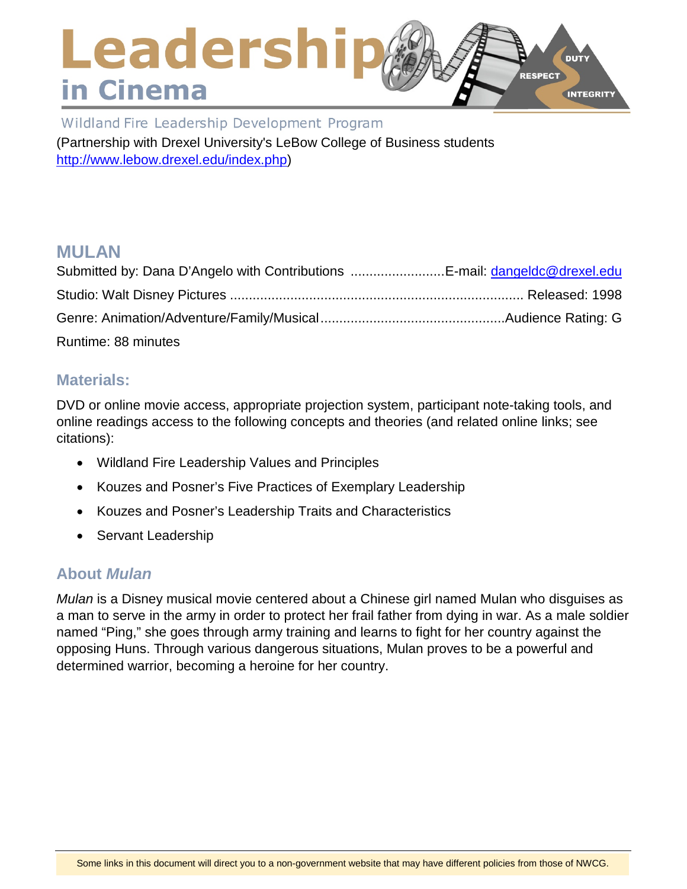# Leadership in Cinema

Wildland Fire Leadership Development Program

(Partnership with Drexel University's LeBow College of Business students http://www.lebow.drexel.edu/index.php)

## MULAN

Submitted by: Dana D'Angelo with Contributions .........................E-mail: dangeldc@drexel.edu

Studio: Walt Disney Pictures ............................................................................. Released: 1998

Genre: Animation/Adventure/Family/Musical................................................Audience Rating: G

Runtime: 88 minutes

## Materials:

DVD or online movie access, appropriate projection system, participant note-taking tools, and online readings access to the following concepts and theories (and related online links; see citations):

- Wildland Fire Leadership Values and Principles
- Kouzes and Posner's Five Practices of Exemplary Leadership
- Kouzes and Posner's Leadership Traits and Characteristics
- Servant Leadership

## About *Mulan*

*Mulan* is a Disney musical movie centered about a Chinese girl named Mulan who disguises as a man to serve in the army in order to protect her frail father from dying in war. As a male soldier named "Ping," she goes through army training and learns to fight for her country against the opposing Huns. Through various dangerous situations, Mulan proves to be a powerful and determined warrior, becoming a heroine for her country.

Some links in this document will direct you to a non-government website that may have different policies from those of NWCG.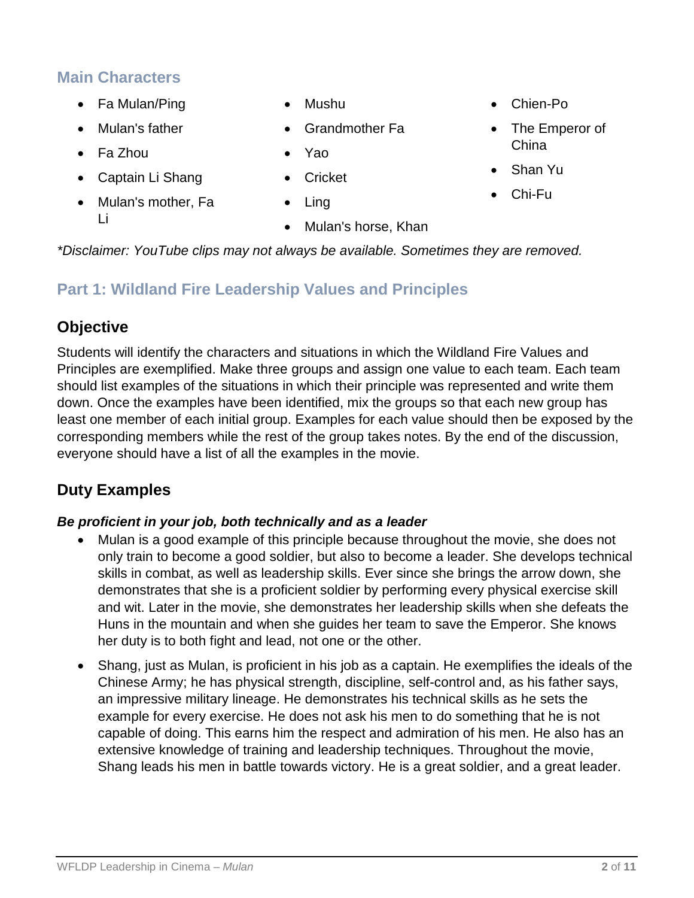## Main Characters

- Fa Mulan/Ping
- Mulan's father
- Fa Zhou
- Captain Li Shang
- Mulan's mother, Fa Li
- Mushu
- Grandmother Fa
- Yao
- Cricket
- Ling
- Mulan's horse, Khan
- Chien-Po
- The Emperor of China
- Shan Yu
- Chi-Fu

*\*Disclaimer: YouTube clips may not always be available. Sometimes they are removed.*

## Part 1: Wildland Fire Leadership Values and Principles

### Objective

Students will identify the characters and situations in which the Wildland Fire Values and Principles are exemplified. Make three groups and assign one value to each team. Each team should list examples of the situations in which their principle was represented and write them down. Once the examples have been identified, mix the groups so that each new group has least one member of each initial group. Examples for each value should then be exposed by the corresponding members while the rest of the group takes notes. By the end of the discussion, everyone should have a list of all the examples in the movie.

### Duty Examples

***Be proficient in your job, both technically and as a leader***

- Mulan is a good example of this principle because throughout the movie, she does not only train to become a good soldier, but also to become a leader. She develops technical skills in combat, as well as leadership skills. Ever since she brings the arrow down, she demonstrates that she is a proficient soldier by performing every physical exercise skill and wit. Later in the movie, she demonstrates her leadership skills when she defeats the Huns in the mountain and when she guides her team to save the Emperor. She knows her duty is to both fight and lead, not one or the other.
- Shang, just as Mulan, is proficient in his job as a captain. He exemplifies the ideals of the Chinese Army; he has physical strength, discipline, self-control and, as his father says, an impressive military lineage. He demonstrates his technical skills as he sets the example for every exercise. He does not ask his men to do something that he is not capable of doing. This earns him the respect and admiration of his men. He also has an extensive knowledge of training and leadership techniques. Throughout the movie, Shang leads his men in battle towards victory. He is a great soldier, and a great leader.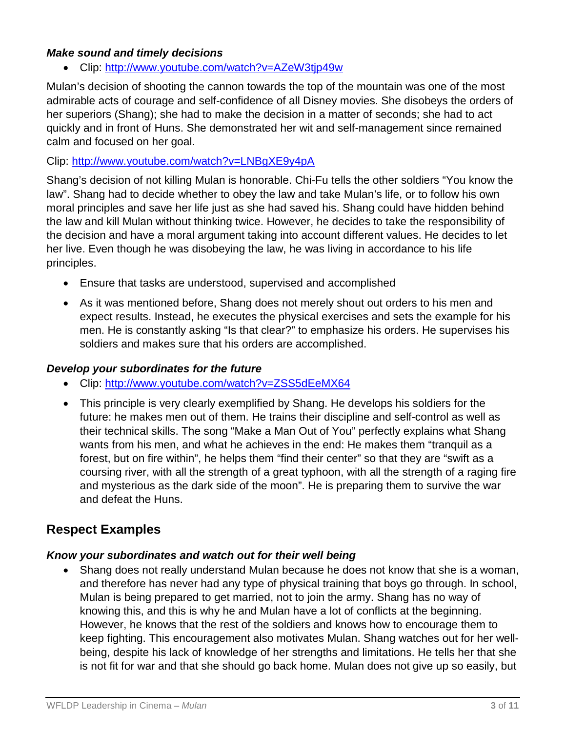### *Make sound and timely decisions*

- Clip: [http://www.youtube.com/watch?v=AZeW3tjp49w](http://www.youtube.com/watch?v=AZeW3tjp49w)

Mulan's decision of shooting the cannon towards the top of the mountain was one of the most admirable acts of courage and self-confidence of all Disney movies. She disobeys the orders of her superiors (Shang); she had to make the decision in a matter of seconds; she had to act quickly and in front of Huns. She demonstrated her wit and self-management since remained calm and focused on her goal.

Clip: [http://www.youtube.com/watch?v=LNBgXE9y4pA](http://www.youtube.com/watch?v=LNBgXE9y4pA)

Shang's decision of not killing Mulan is honorable. Chi-Fu tells the other soldiers "You know the law". Shang had to decide whether to obey the law and take Mulan's life, or to follow his own moral principles and save her life just as she had saved his. Shang could have hidden behind the law and kill Mulan without thinking twice. However, he decides to take the responsibility of the decision and have a moral argument taking into account different values. He decides to let her live. Even though he was disobeying the law, he was living in accordance to his life principles.

- Ensure that tasks are understood, supervised and accomplished
- As it was mentioned before, Shang does not merely shout out orders to his men and expect results. Instead, he executes the physical exercises and sets the example for his men. He is constantly asking "Is that clear?" to emphasize his orders. He supervises his soldiers and makes sure that his orders are accomplished.

### *Develop your subordinates for the future*

- Clip: [http://www.youtube.com/watch?v=ZSS5dEeMX64](http://www.youtube.com/watch?v=ZSS5dEeMX64)
- This principle is very clearly exemplified by Shang. He develops his soldiers for the future: he makes men out of them. He trains their discipline and self-control as well as their technical skills. The song "Make a Man Out of You" perfectly explains what Shang wants from his men, and what he achieves in the end: He makes them "tranquil as a forest, but on fire within", he helps them "find their center" so that they are "swift as a coursing river, with all the strength of a great typhoon, with all the strength of a raging fire and mysterious as the dark side of the moon". He is preparing them to survive the war and defeat the Huns.

## Respect Examples

### *Know your subordinates and watch out for their well being*

- Shang does not really understand Mulan because he does not know that she is a woman, and therefore has never had any type of physical training that boys go through. In school, Mulan is being prepared to get married, not to join the army. Shang has no way of knowing this, and this is why he and Mulan have a lot of conflicts at the beginning. However, he knows that the rest of the soldiers and knows how to encourage them to keep fighting. This encouragement also motivates Mulan. Shang watches out for her well-being, despite his lack of knowledge of her strengths and limitations. He tells her that she is not fit for war and that she should go back home. Mulan does not give up so easily, but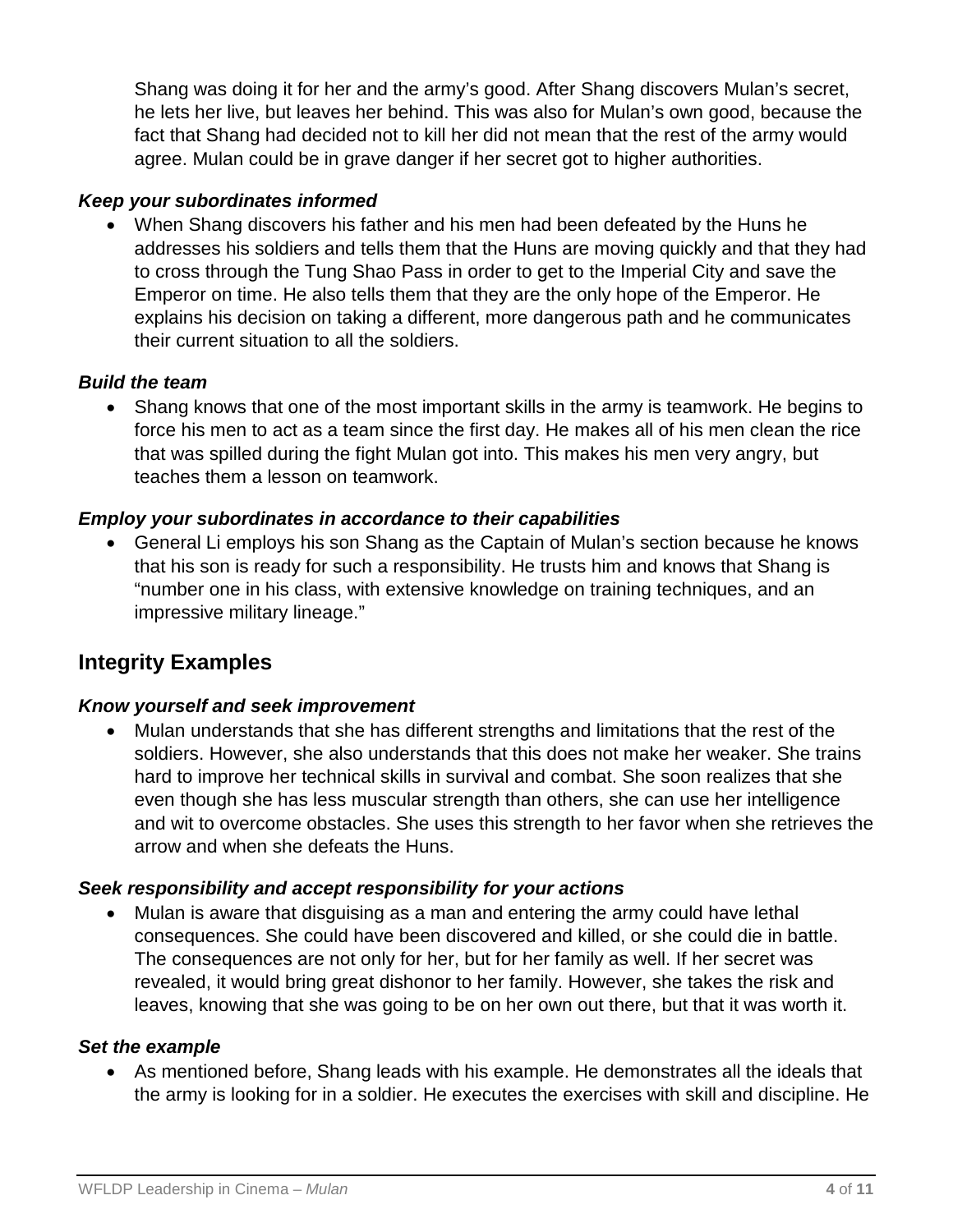Shang was doing it for her and the army's good. After Shang discovers Mulan's secret, he lets her live, but leaves her behind. This was also for Mulan's own good, because the fact that Shang had decided not to kill her did not mean that the rest of the army would agree. Mulan could be in grave danger if her secret got to higher authorities.

***Keep your subordinates informed***

- When Shang discovers his father and his men had been defeated by the Huns he addresses his soldiers and tells them that the Huns are moving quickly and that they had to cross through the Tung Shao Pass in order to get to the Imperial City and save the Emperor on time. He also tells them that they are the only hope of the Emperor. He explains his decision on taking a different, more dangerous path and he communicates their current situation to all the soldiers.

***Build the team***

- Shang knows that one of the most important skills in the army is teamwork. He begins to force his men to act as a team since the first day. He makes all of his men clean the rice that was spilled during the fight Mulan got into. This makes his men very angry, but teaches them a lesson on teamwork.

***Employ your subordinates in accordance to their capabilities***

- General Li employs his son Shang as the Captain of Mulan's section because he knows that his son is ready for such a responsibility. He trusts him and knows that Shang is "number one in his class, with extensive knowledge on training techniques, and an impressive military lineage."

## Integrity Examples

***Know yourself and seek improvement***

- Mulan understands that she has different strengths and limitations that the rest of the soldiers. However, she also understands that this does not make her weaker. She trains hard to improve her technical skills in survival and combat. She soon realizes that she even though she has less muscular strength than others, she can use her intelligence and wit to overcome obstacles. She uses this strength to her favor when she retrieves the arrow and when she defeats the Huns.

***Seek responsibility and accept responsibility for your actions***

- Mulan is aware that disguising as a man and entering the army could have lethal consequences. She could have been discovered and killed, or she could die in battle. The consequences are not only for her, but for her family as well. If her secret was revealed, it would bring great dishonor to her family. However, she takes the risk and leaves, knowing that she was going to be on her own out there, but that it was worth it.

***Set the example***

- As mentioned before, Shang leads with his example. He demonstrates all the ideals that the army is looking for in a soldier. He executes the exercises with skill and discipline. He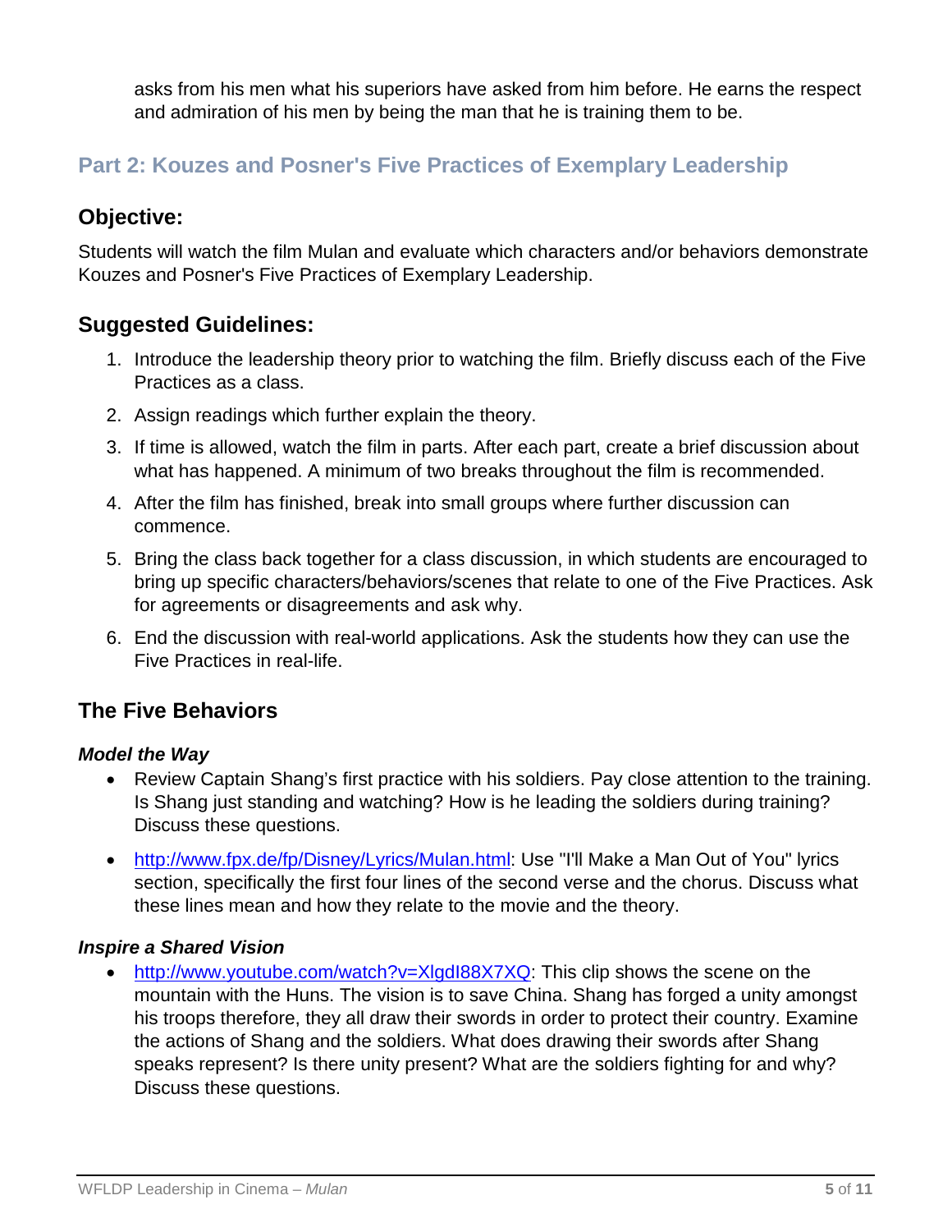asks from his men what his superiors have asked from him before. He earns the respect and admiration of his men by being the man that he is training them to be.

## Part 2: Kouzes and Posner's Five Practices of Exemplary Leadership

### Objective:

Students will watch the film Mulan and evaluate which characters and/or behaviors demonstrate Kouzes and Posner's Five Practices of Exemplary Leadership.

### Suggested Guidelines:

1. Introduce the leadership theory prior to watching the film. Briefly discuss each of the Five Practices as a class.
2. Assign readings which further explain the theory.
3. If time is allowed, watch the film in parts. After each part, create a brief discussion about what has happened. A minimum of two breaks throughout the film is recommended.
4. After the film has finished, break into small groups where further discussion can commence.
5. Bring the class back together for a class discussion, in which students are encouraged to bring up specific characters/behaviors/scenes that relate to one of the Five Practices. Ask for agreements or disagreements and ask why.
6. End the discussion with real-world applications. Ask the students how they can use the Five Practices in real-life.

### The Five Behaviors

#### *Model the Way*

- Review Captain Shang's first practice with his soldiers. Pay close attention to the training. Is Shang just standing and watching? How is he leading the soldiers during training? Discuss these questions.
- http://www.fpx.de/fp/Disney/Lyrics/Mulan.html: Use "I'll Make a Man Out of You" lyrics section, specifically the first four lines of the second verse and the chorus. Discuss what these lines mean and how they relate to the movie and the theory.

#### *Inspire a Shared Vision*

- http://www.youtube.com/watch?v=XlgdI88X7XQ: This clip shows the scene on the mountain with the Huns. The vision is to save China. Shang has forged a unity amongst his troops therefore, they all draw their swords in order to protect their country. Examine the actions of Shang and the soldiers. What does drawing their swords after Shang speaks represent? Is there unity present? What are the soldiers fighting for and why? Discuss these questions.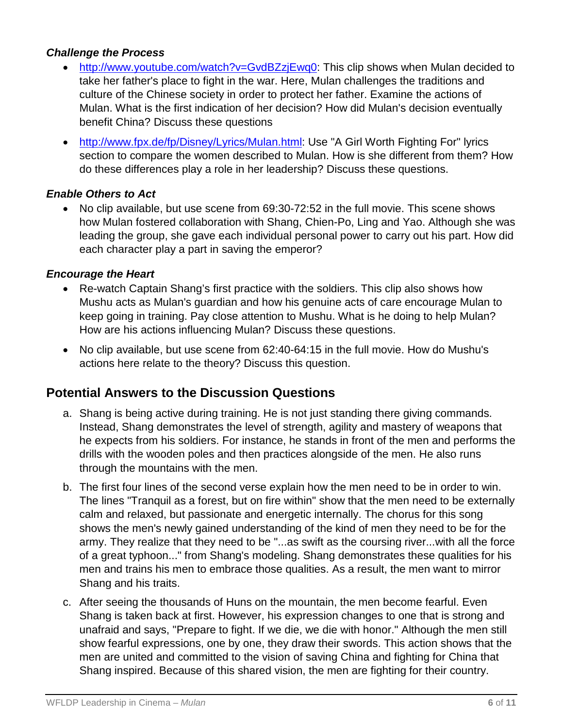### *Challenge the Process*

- [http://www.youtube.com/watch?v=GvdBZzjEwq0](http://www.youtube.com/watch?v=GvdBZzjEwq0): This clip shows when Mulan decided to take her father's place to fight in the war. Here, Mulan challenges the traditions and culture of the Chinese society in order to protect her father. Examine the actions of Mulan. What is the first indication of her decision? How did Mulan's decision eventually benefit China? Discuss these questions
- [http://www.fpx.de/fp/Disney/Lyrics/Mulan.html](http://www.fpx.de/fp/Disney/Lyrics/Mulan.html): Use "A Girl Worth Fighting For" lyrics section to compare the women described to Mulan. How is she different from them? How do these differences play a role in her leadership? Discuss these questions.

### *Enable Others to Act*

- No clip available, but use scene from 69:30-72:52 in the full movie. This scene shows how Mulan fostered collaboration with Shang, Chien-Po, Ling and Yao. Although she was leading the group, she gave each individual personal power to carry out his part. How did each character play a part in saving the emperor?

### *Encourage the Heart*

- Re-watch Captain Shang's first practice with the soldiers. This clip also shows how Mushu acts as Mulan's guardian and how his genuine acts of care encourage Mulan to keep going in training. Pay close attention to Mushu. What is he doing to help Mulan? How are his actions influencing Mulan? Discuss these questions.
- No clip available, but use scene from 62:40-64:15 in the full movie. How do Mushu's actions here relate to the theory? Discuss this question.

## Potential Answers to the Discussion Questions

a. Shang is being active during training. He is not just standing there giving commands. Instead, Shang demonstrates the level of strength, agility and mastery of weapons that he expects from his soldiers. For instance, he stands in front of the men and performs the drills with the wooden poles and then practices alongside of the men. He also runs through the mountains with the men.

b. The first four lines of the second verse explain how the men need to be in order to win. The lines "Tranquil as a forest, but on fire within" show that the men need to be externally calm and relaxed, but passionate and energetic internally. The chorus for this song shows the men's newly gained understanding of the kind of men they need to be for the army. They realize that they need to be "...as swift as the coursing river...with all the force of a great typhoon..." from Shang's modeling. Shang demonstrates these qualities for his men and trains his men to embrace those qualities. As a result, the men want to mirror Shang and his traits.

c. After seeing the thousands of Huns on the mountain, the men become fearful. Even Shang is taken back at first. However, his expression changes to one that is strong and unafraid and says, "Prepare to fight. If we die, we die with honor." Although the men still show fearful expressions, one by one, they draw their swords. This action shows that the men are united and committed to the vision of saving China and fighting for China that Shang inspired. Because of this shared vision, the men are fighting for their country.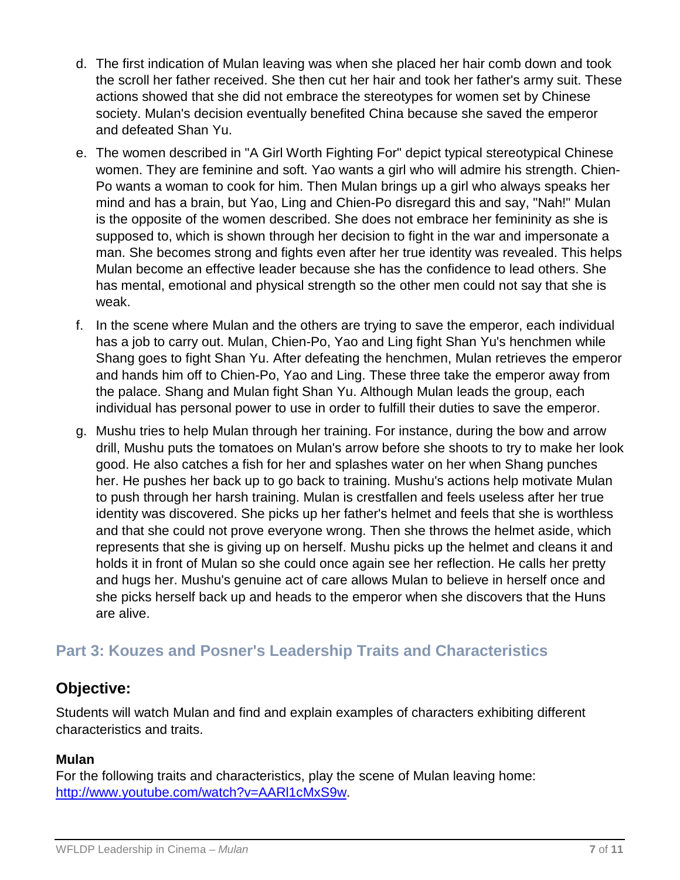d. The first indication of Mulan leaving was when she placed her hair comb down and took the scroll her father received. She then cut her hair and took her father's army suit. These actions showed that she did not embrace the stereotypes for women set by Chinese society. Mulan's decision eventually benefited China because she saved the emperor and defeated Shan Yu.

e. The women described in "A Girl Worth Fighting For" depict typical stereotypical Chinese women. They are feminine and soft. Yao wants a girl who will admire his strength. Chien-Po wants a woman to cook for him. Then Mulan brings up a girl who always speaks her mind and has a brain, but Yao, Ling and Chien-Po disregard this and say, "Nah!" Mulan is the opposite of the women described. She does not embrace her femininity as she is supposed to, which is shown through her decision to fight in the war and impersonate a man. She becomes strong and fights even after her true identity was revealed. This helps Mulan become an effective leader because she has the confidence to lead others. She has mental, emotional and physical strength so the other men could not say that she is weak.

f. In the scene where Mulan and the others are trying to save the emperor, each individual has a job to carry out. Mulan, Chien-Po, Yao and Ling fight Shan Yu's henchmen while Shang goes to fight Shan Yu. After defeating the henchmen, Mulan retrieves the emperor and hands him off to Chien-Po, Yao and Ling. These three take the emperor away from the palace. Shang and Mulan fight Shan Yu. Although Mulan leads the group, each individual has personal power to use in order to fulfill their duties to save the emperor.

g. Mushu tries to help Mulan through her training. For instance, during the bow and arrow drill, Mushu puts the tomatoes on Mulan's arrow before she shoots to try to make her look good. He also catches a fish for her and splashes water on her when Shang punches her. He pushes her back up to go back to training. Mushu's actions help motivate Mulan to push through her harsh training. Mulan is crestfallen and feels useless after her true identity was discovered. She picks up her father's helmet and feels that she is worthless and that she could not prove everyone wrong. Then she throws the helmet aside, which represents that she is giving up on herself. Mushu picks up the helmet and cleans it and holds it in front of Mulan so she could once again see her reflection. He calls her pretty and hugs her. Mushu's genuine act of care allows Mulan to believe in herself once and she picks herself back up and heads to the emperor when she discovers that the Huns are alive.

## Part 3: Kouzes and Posner's Leadership Traits and Characteristics

## Objective:

Students will watch Mulan and find and explain examples of characters exhibiting different characteristics and traits.

**Mulan**
For the following traits and characteristics, play the scene of Mulan leaving home: http://www.youtube.com/watch?v=AARl1cMxS9w.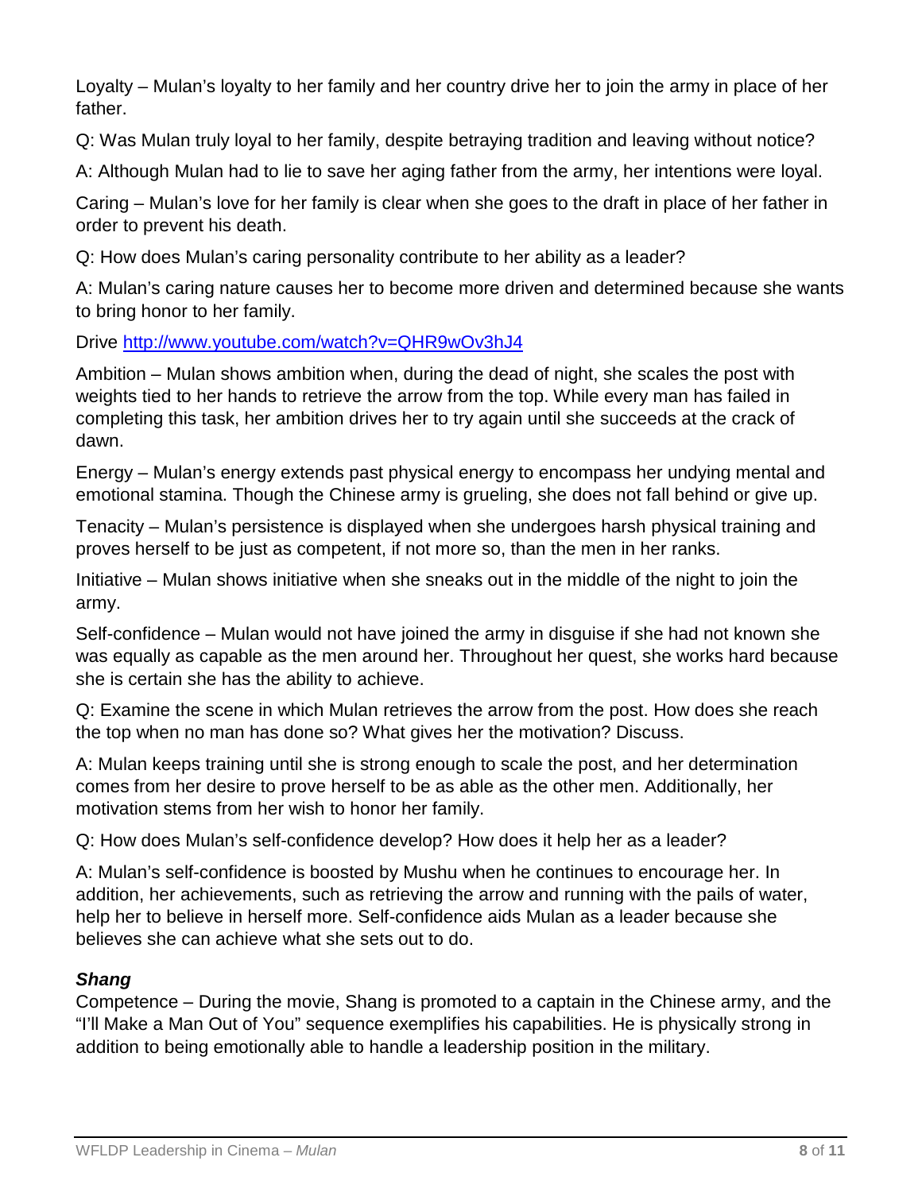Loyalty – Mulan's loyalty to her family and her country drive her to join the army in place of her father.

Q: Was Mulan truly loyal to her family, despite betraying tradition and leaving without notice?

A: Although Mulan had to lie to save her aging father from the army, her intentions were loyal.

Caring – Mulan's love for her family is clear when she goes to the draft in place of her father in order to prevent his death.

Q: How does Mulan's caring personality contribute to her ability as a leader?

A: Mulan's caring nature causes her to become more driven and determined because she wants to bring honor to her family.

Drive [http://www.youtube.com/watch?v=QHR9wOv3hJ4](http://www.youtube.com/watch?v=QHR9wOv3hJ4)

Ambition – Mulan shows ambition when, during the dead of night, she scales the post with weights tied to her hands to retrieve the arrow from the top. While every man has failed in completing this task, her ambition drives her to try again until she succeeds at the crack of dawn.

Energy – Mulan's energy extends past physical energy to encompass her undying mental and emotional stamina. Though the Chinese army is grueling, she does not fall behind or give up.

Tenacity – Mulan's persistence is displayed when she undergoes harsh physical training and proves herself to be just as competent, if not more so, than the men in her ranks.

Initiative – Mulan shows initiative when she sneaks out in the middle of the night to join the army.

Self-confidence – Mulan would not have joined the army in disguise if she had not known she was equally as capable as the men around her. Throughout her quest, she works hard because she is certain she has the ability to achieve.

Q: Examine the scene in which Mulan retrieves the arrow from the post. How does she reach the top when no man has done so? What gives her the motivation? Discuss.

A: Mulan keeps training until she is strong enough to scale the post, and her determination comes from her desire to prove herself to be as able as the other men. Additionally, her motivation stems from her wish to honor her family.

Q: How does Mulan's self-confidence develop? How does it help her as a leader?

A: Mulan's self-confidence is boosted by Mushu when he continues to encourage her. In addition, her achievements, such as retrieving the arrow and running with the pails of water, help her to believe in herself more. Self-confidence aids Mulan as a leader because she believes she can achieve what she sets out to do.

### *Shang*

Competence – During the movie, Shang is promoted to a captain in the Chinese army, and the "I'll Make a Man Out of You" sequence exemplifies his capabilities. He is physically strong in addition to being emotionally able to handle a leadership position in the military.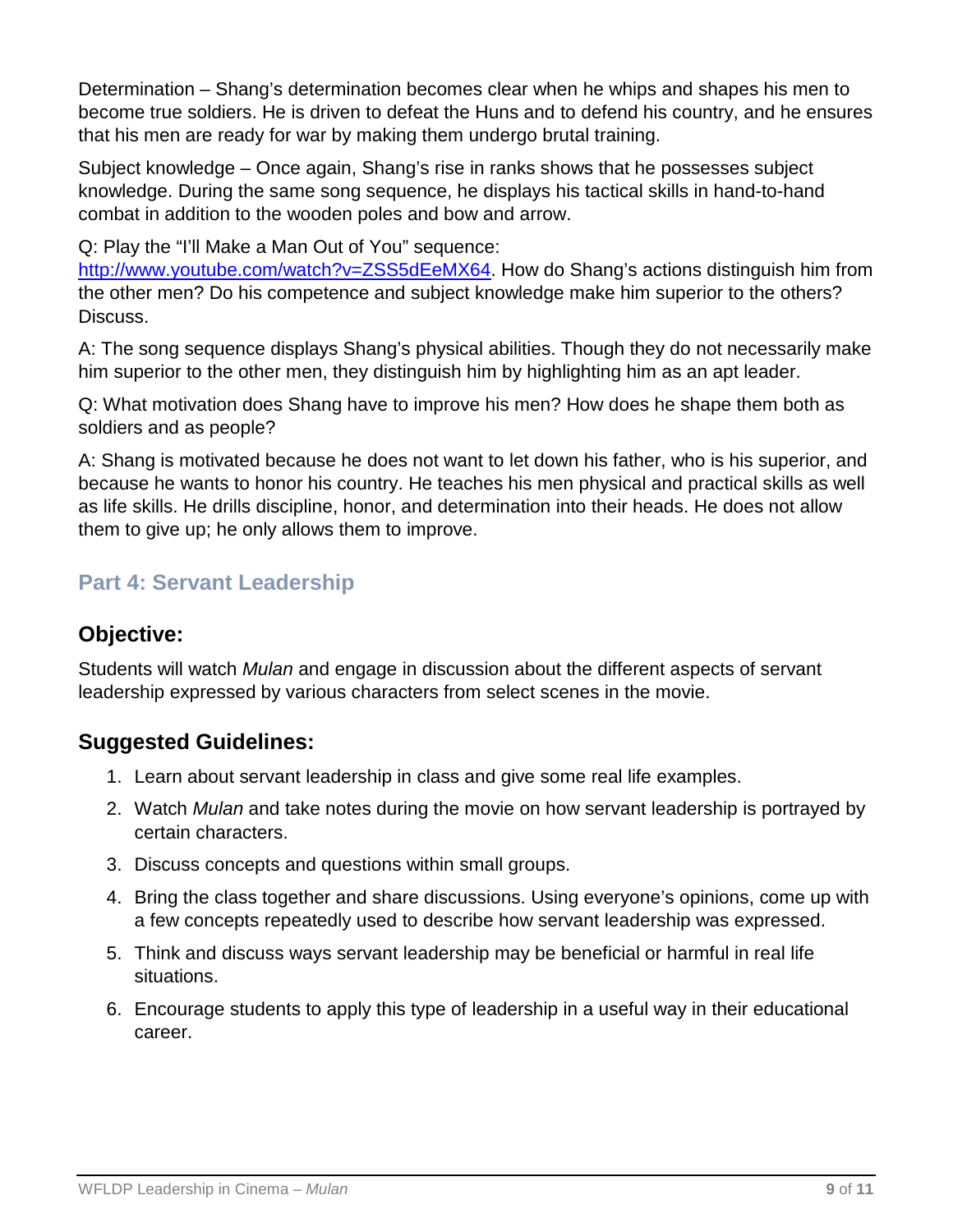Determination – Shang's determination becomes clear when he whips and shapes his men to become true soldiers. He is driven to defeat the Huns and to defend his country, and he ensures that his men are ready for war by making them undergo brutal training.

Subject knowledge – Once again, Shang's rise in ranks shows that he possesses subject knowledge. During the same song sequence, he displays his tactical skills in hand-to-hand combat in addition to the wooden poles and bow and arrow.

Q: Play the "I'll Make a Man Out of You" sequence: http://www.youtube.com/watch?v=ZSS5dEeMX64. How do Shang's actions distinguish him from the other men? Do his competence and subject knowledge make him superior to the others? Discuss.

A: The song sequence displays Shang's physical abilities. Though they do not necessarily make him superior to the other men, they distinguish him by highlighting him as an apt leader.

Q: What motivation does Shang have to improve his men? How does he shape them both as soldiers and as people?

A: Shang is motivated because he does not want to let down his father, who is his superior, and because he wants to honor his country. He teaches his men physical and practical skills as well as life skills. He drills discipline, honor, and determination into their heads. He does not allow them to give up; he only allows them to improve.

## Part 4: Servant Leadership

### Objective:

Students will watch *Mulan* and engage in discussion about the different aspects of servant leadership expressed by various characters from select scenes in the movie.

### Suggested Guidelines:

1. Learn about servant leadership in class and give some real life examples.
2. Watch *Mulan* and take notes during the movie on how servant leadership is portrayed by certain characters.
3. Discuss concepts and questions within small groups.
4. Bring the class together and share discussions. Using everyone's opinions, come up with a few concepts repeatedly used to describe how servant leadership was expressed.
5. Think and discuss ways servant leadership may be beneficial or harmful in real life situations.
6. Encourage students to apply this type of leadership in a useful way in their educational career.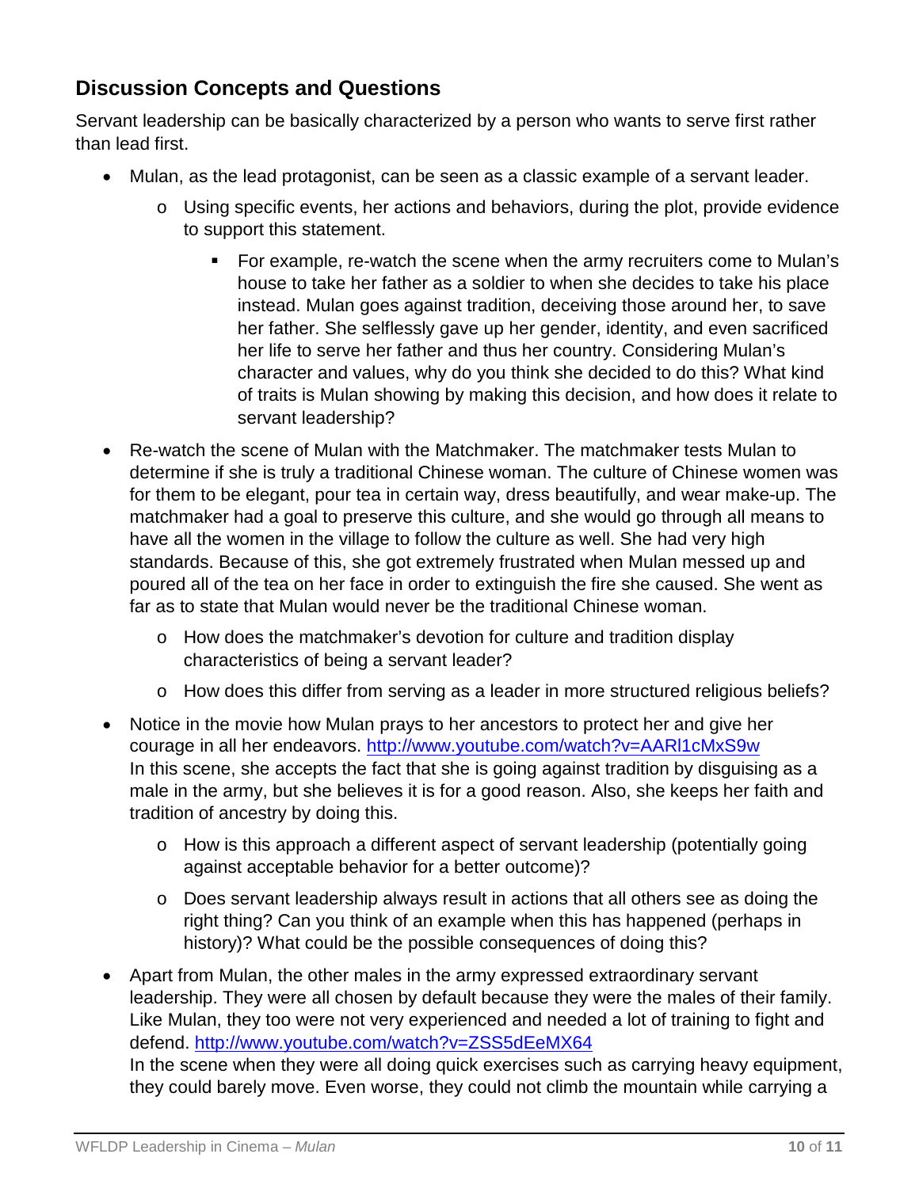## Discussion Concepts and Questions

Servant leadership can be basically characterized by a person who wants to serve first rather than lead first.

- Mulan, as the lead protagonist, can be seen as a classic example of a servant leader.
  - Using specific events, her actions and behaviors, during the plot, provide evidence to support this statement.
    - For example, re-watch the scene when the army recruiters come to Mulan's house to take her father as a soldier to when she decides to take his place instead. Mulan goes against tradition, deceiving those around her, to save her father. She selflessly gave up her gender, identity, and even sacrificed her life to serve her father and thus her country. Considering Mulan's character and values, why do you think she decided to do this? What kind of traits is Mulan showing by making this decision, and how does it relate to servant leadership?
- Re-watch the scene of Mulan with the Matchmaker. The matchmaker tests Mulan to determine if she is truly a traditional Chinese woman. The culture of Chinese women was for them to be elegant, pour tea in certain way, dress beautifully, and wear make-up. The matchmaker had a goal to preserve this culture, and she would go through all means to have all the women in the village to follow the culture as well. She had very high standards. Because of this, she got extremely frustrated when Mulan messed up and poured all of the tea on her face in order to extinguish the fire she caused. She went as far as to state that Mulan would never be the traditional Chinese woman.
  - How does the matchmaker's devotion for culture and tradition display characteristics of being a servant leader?
  - How does this differ from serving as a leader in more structured religious beliefs?
- Notice in the movie how Mulan prays to her ancestors to protect her and give her courage in all her endeavors. [http://www.youtube.com/watch?v=AARl1cMxS9w](http://www.youtube.com/watch?v=AARl1cMxS9w)
  In this scene, she accepts the fact that she is going against tradition by disguising as a male in the army, but she believes it is for a good reason. Also, she keeps her faith and tradition of ancestry by doing this.
  - How is this approach a different aspect of servant leadership (potentially going against acceptable behavior for a better outcome)?
  - Does servant leadership always result in actions that all others see as doing the right thing? Can you think of an example when this has happened (perhaps in history)? What could be the possible consequences of doing this?
- Apart from Mulan, the other males in the army expressed extraordinary servant leadership. They were all chosen by default because they were the males of their family. Like Mulan, they too were not very experienced and needed a lot of training to fight and defend. [http://www.youtube.com/watch?v=ZSS5dEeMX64](http://www.youtube.com/watch?v=ZSS5dEeMX64)
  In the scene when they were all doing quick exercises such as carrying heavy equipment, they could barely move. Even worse, they could not climb the mountain while carrying a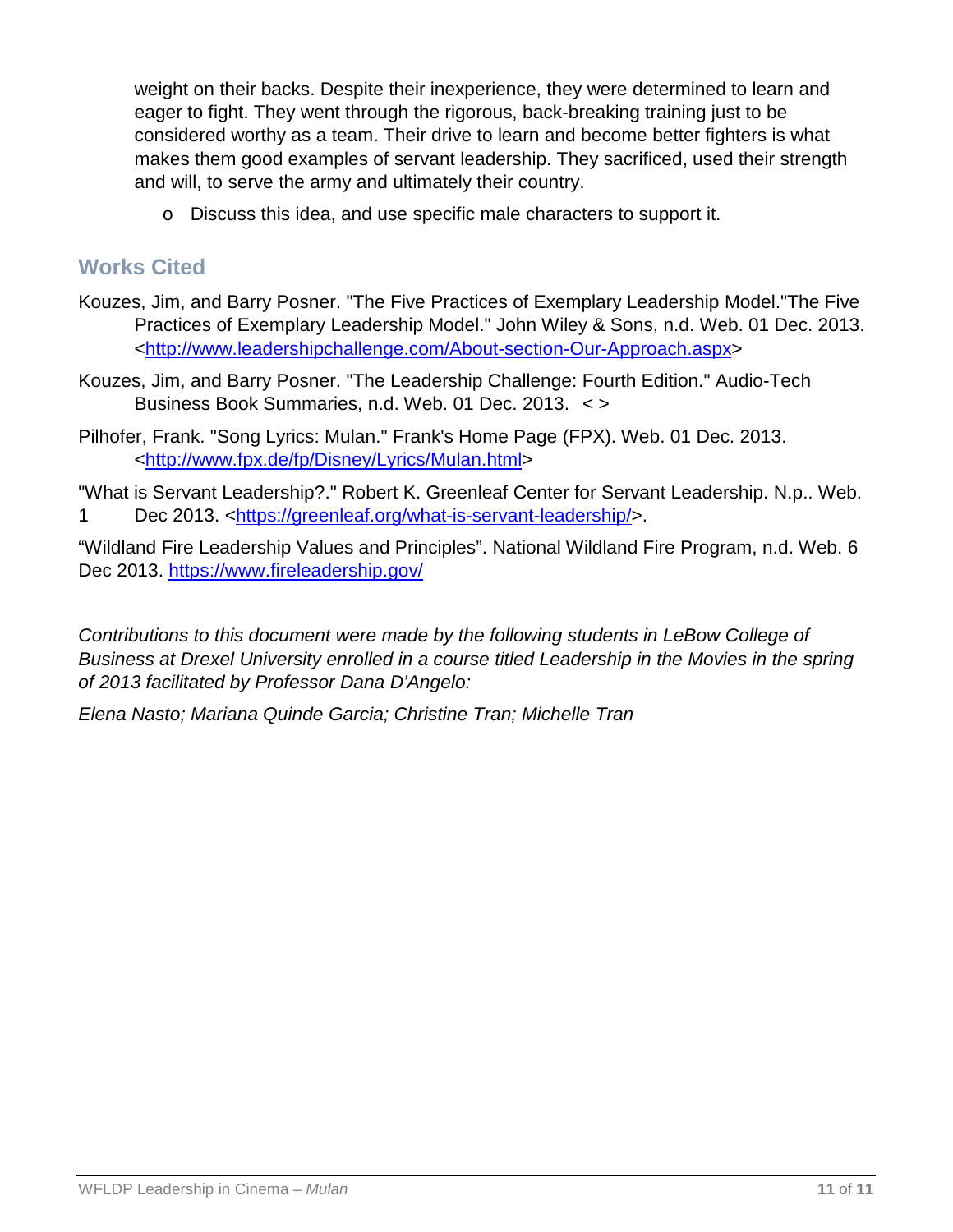weight on their backs. Despite their inexperience, they were determined to learn and eager to fight. They went through the rigorous, back-breaking training just to be considered worthy as a team. Their drive to learn and become better fighters is what makes them good examples of servant leadership. They sacrificed, used their strength and will, to serve the army and ultimately their country.

- Discuss this idea, and use specific male characters to support it.

## Works Cited

Kouzes, Jim, and Barry Posner. "The Five Practices of Exemplary Leadership Model."The Five Practices of Exemplary Leadership Model." John Wiley & Sons, n.d. Web. 01 Dec. 2013. <http://www.leadershipchallenge.com/About-section-Our-Approach.aspx>

Kouzes, Jim, and Barry Posner. "The Leadership Challenge: Fourth Edition." Audio-Tech Business Book Summaries, n.d. Web. 01 Dec. 2013. < >

Pilhofer, Frank. "Song Lyrics: Mulan." Frank's Home Page (FPX). Web. 01 Dec. 2013. <http://www.fpx.de/fp/Disney/Lyrics/Mulan.html>

"What is Servant Leadership?." Robert K. Greenleaf Center for Servant Leadership. N.p.. Web. 1 Dec 2013. <https://greenleaf.org/what-is-servant-leadership/>.

"Wildland Fire Leadership Values and Principles". National Wildland Fire Program, n.d. Web. 6 Dec 2013. https://www.fireleadership.gov/

*Contributions to this document were made by the following students in LeBow College of Business at Drexel University enrolled in a course titled Leadership in the Movies in the spring of 2013 facilitated by Professor Dana D'Angelo:*

*Elena Nasto; Mariana Quinde Garcia; Christine Tran; Michelle Tran*